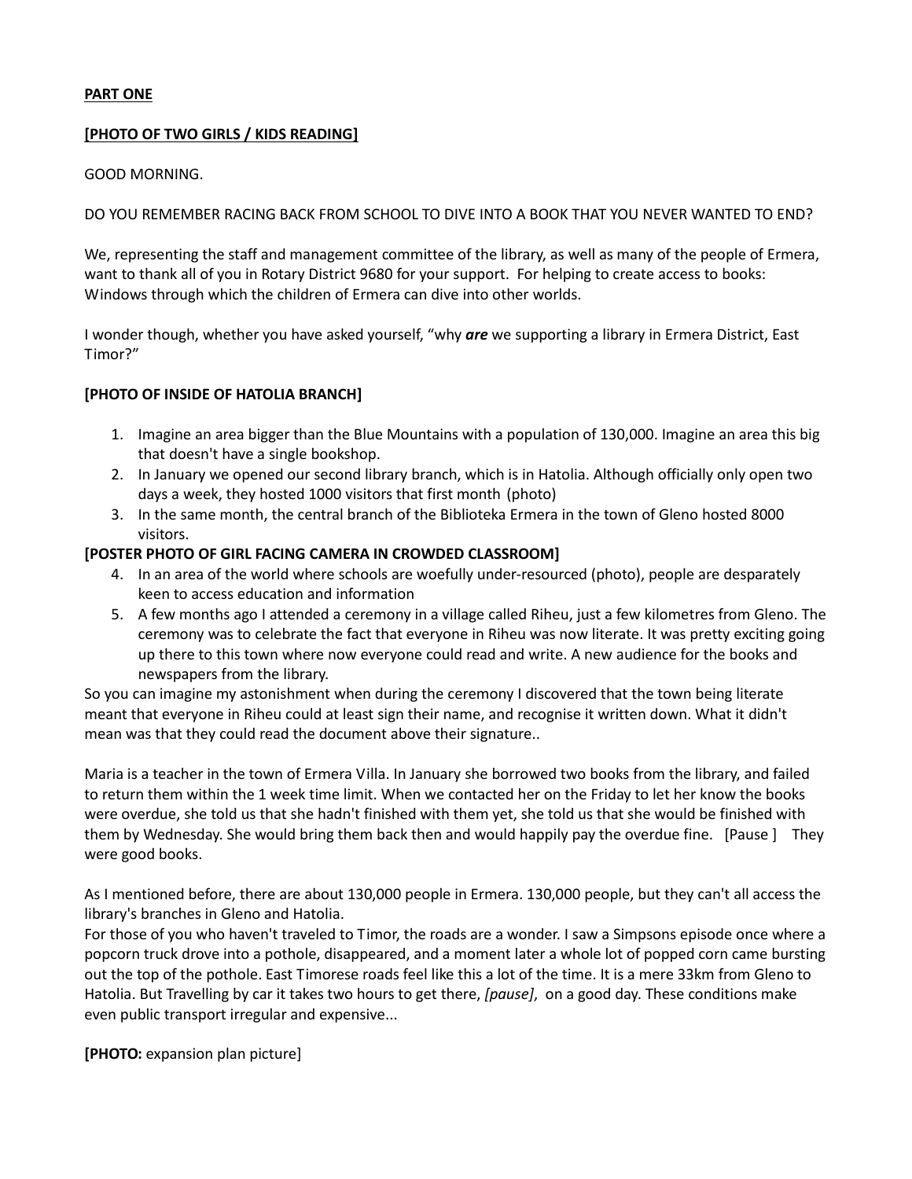**PART ONE**

**[PHOTO OF TWO GIRLS / KIDS READING]**

GOOD MORNING.

DO YOU REMEMBER RACING BACK FROM SCHOOL TO DIVE INTO A BOOK THAT YOU NEVER WANTED TO END?

We, representing the staff and management committee of the library, as well as many of the people of Ermera, want to thank all of you in Rotary District 9680 for your support. For helping to create access to books: Windows through which the children of Ermera can dive into other worlds.

I wonder though, whether you have asked yourself, "why ***are*** we supporting a library in Ermera District, East Timor?"

**[PHOTO OF INSIDE OF HATOLIA BRANCH]**

1. Imagine an area bigger than the Blue Mountains with a population of 130,000. Imagine an area this big that doesn't have a single bookshop.
2. In January we opened our second library branch, which is in Hatolia. Although officially only open two days a week, they hosted 1000 visitors that first month (photo)
3. In the same month, the central branch of the Biblioteka Ermera in the town of Gleno hosted 8000 visitors.

**[POSTER PHOTO OF GIRL FACING CAMERA IN CROWDED CLASSROOM]**

4. In an area of the world where schools are woefully under-resourced (photo), people are desparately keen to access education and information
5. A few months ago I attended a ceremony in a village called Riheu, just a few kilometres from Gleno. The ceremony was to celebrate the fact that everyone in Riheu was now literate. It was pretty exciting going up there to this town where now everyone could read and write. A new audience for the books and newspapers from the library.

So you can imagine my astonishment when during the ceremony I discovered that the town being literate meant that everyone in Riheu could at least sign their name, and recognise it written down. What it didn't mean was that they could read the document above their signature..

Maria is a teacher in the town of Ermera Villa. In January she borrowed two books from the library, and failed to return them within the 1 week time limit. When we contacted her on the Friday to let her know the books were overdue, she told us that she hadn't finished with them yet, she told us that she would be finished with them by Wednesday. She would bring them back then and would happily pay the overdue fine. [Pause ] They were good books.

As I mentioned before, there are about 130,000 people in Ermera. 130,000 people, but they can't all access the library's branches in Gleno and Hatolia.
For those of you who haven't traveled to Timor, the roads are a wonder. I saw a Simpsons episode once where a popcorn truck drove into a pothole, disappeared, and a moment later a whole lot of popped corn came bursting out the top of the pothole. East Timorese roads feel like this a lot of the time. It is a mere 33km from Gleno to Hatolia. But Travelling by car it takes two hours to get there, *[pause]*, on a good day. These conditions make even public transport irregular and expensive...

**[PHOTO:** expansion plan picture]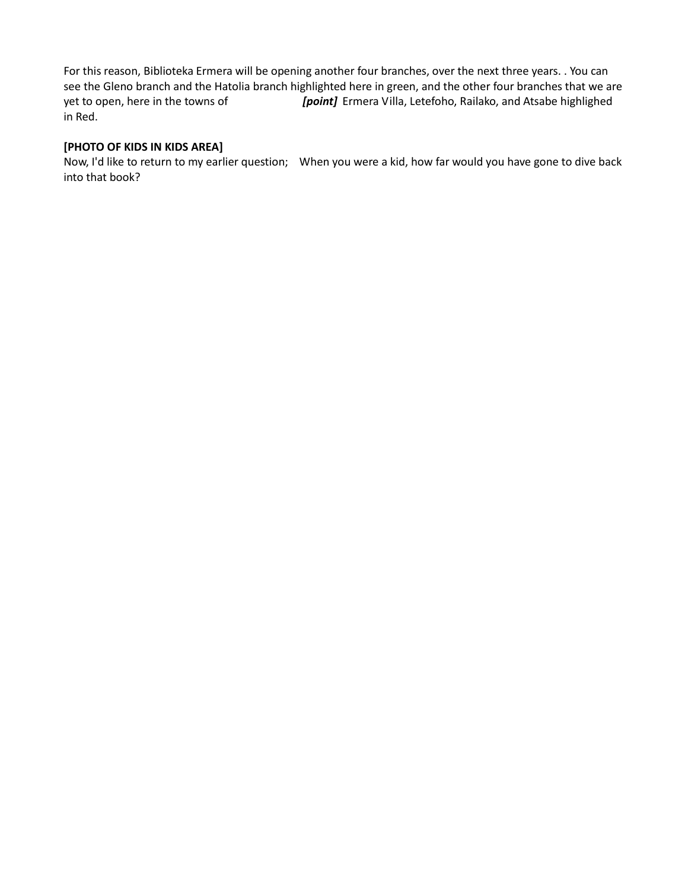For this reason, Biblioteka Ermera will be opening another four branches, over the next three years. . You can see the Gleno branch and the Hatolia branch highlighted here in green, and the other four branches that we are yet to open, here in the towns of ***[point]*** Ermera Villa, Letefoho, Railako, and Atsabe highlighed in Red.

**[PHOTO OF KIDS IN KIDS AREA]**

Now, I'd like to return to my earlier question; When you were a kid, how far would you have gone to dive back into that book?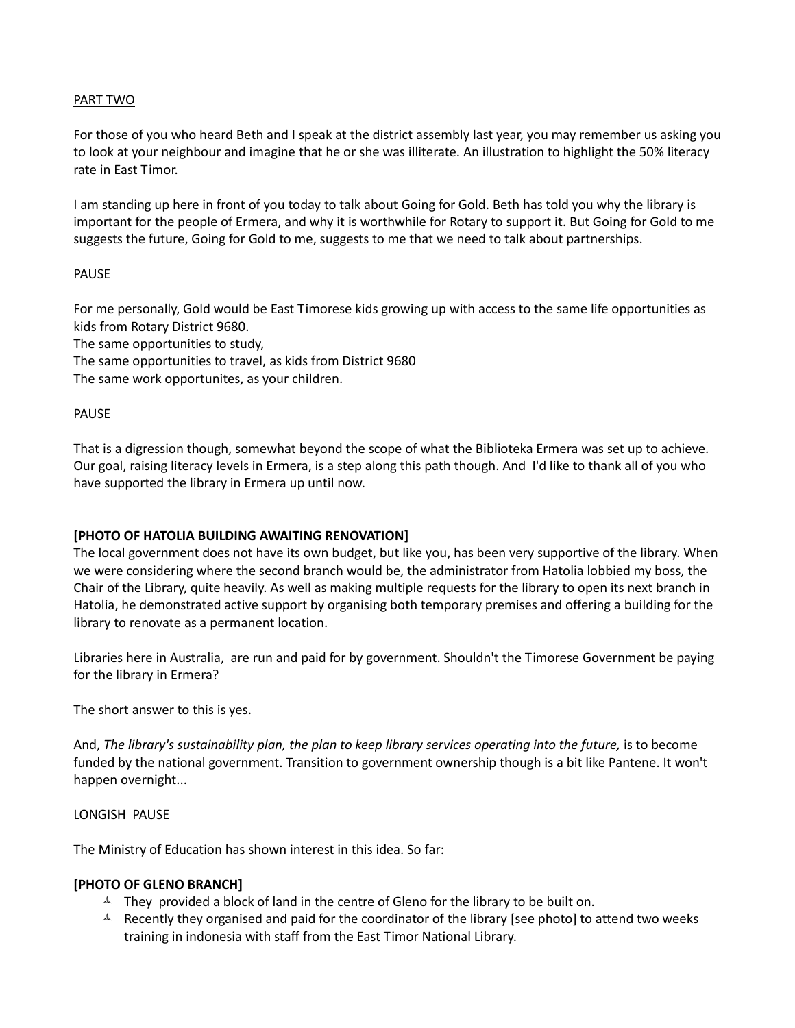PART TWO

For those of you who heard Beth and I speak at the district assembly last year, you may remember us asking you to look at your neighbour and imagine that he or she was illiterate. An illustration to highlight the 50% literacy rate in East Timor.

I am standing up here in front of you today to talk about Going for Gold. Beth has told you why the library is important for the people of Ermera, and why it is worthwhile for Rotary to support it. But Going for Gold to me suggests the future, Going for Gold to me, suggests to me that we need to talk about partnerships.

PAUSE

For me personally, Gold would be East Timorese kids growing up with access to the same life opportunities as kids from Rotary District 9680.
The same opportunities to study,
The same opportunities to travel, as kids from District 9680
The same work opportunites, as your children.

PAUSE

That is a digression though, somewhat beyond the scope of what the Biblioteka Ermera was set up to achieve. Our goal, raising literacy levels in Ermera, is a step along this path though. And I'd like to thank all of you who have supported the library in Ermera up until now.

**[PHOTO OF HATOLIA BUILDING AWAITING RENOVATION]**
The local government does not have its own budget, but like you, has been very supportive of the library. When we were considering where the second branch would be, the administrator from Hatolia lobbied my boss, the Chair of the Library, quite heavily. As well as making multiple requests for the library to open its next branch in Hatolia, he demonstrated active support by organising both temporary premises and offering a building for the library to renovate as a permanent location.

Libraries here in Australia, are run and paid for by government. Shouldn't the Timorese Government be paying for the library in Ermera?

The short answer to this is yes.

And, *The library's sustainability plan, the plan to keep library services operating into the future,* is to become funded by the national government. Transition to government ownership though is a bit like Pantene. It won't happen overnight...

LONGISH PAUSE

The Ministry of Education has shown interest in this idea. So far:

**[PHOTO OF GLENO BRANCH]**
- They provided a block of land in the centre of Gleno for the library to be built on.
- Recently they organised and paid for the coordinator of the library [see photo] to attend two weeks training in indonesia with staff from the East Timor National Library.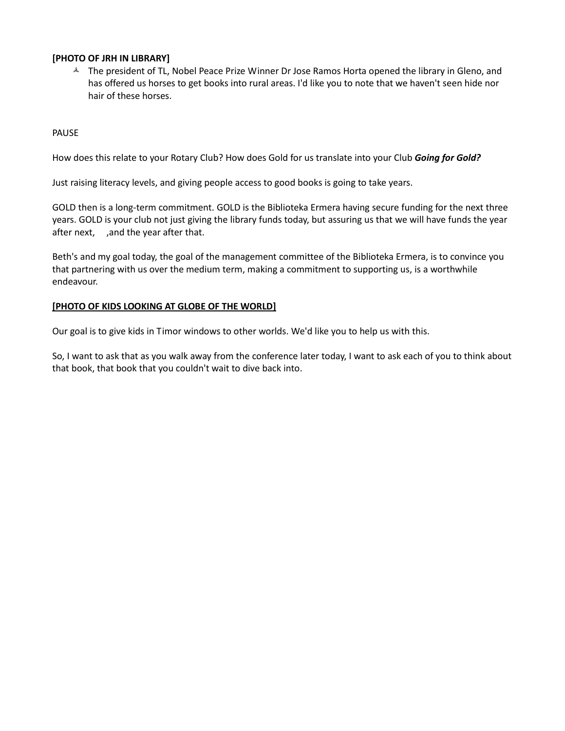**[PHOTO OF JRH IN LIBRARY]**

- The president of TL, Nobel Peace Prize Winner Dr Jose Ramos Horta opened the library in Gleno, and has offered us horses to get books into rural areas. I'd like you to note that we haven't seen hide nor hair of these horses.

PAUSE

How does this relate to your Rotary Club? How does Gold for us translate into your Club ***Going for Gold?***

Just raising literacy levels, and giving people access to good books is going to take years.

GOLD then is a long-term commitment. GOLD is the Biblioteka Ermera having secure funding for the next three years. GOLD is your club not just giving the library funds today, but assuring us that we will have funds the year after next, ,and the year after that.

Beth's and my goal today, the goal of the management committee of the Biblioteka Ermera, is to convince you that partnering with us over the medium term, making a commitment to supporting us, is a worthwhile endeavour.

**[PHOTO OF KIDS LOOKING AT GLOBE OF THE WORLD]**

Our goal is to give kids in Timor windows to other worlds. We'd like you to help us with this.

So, I want to ask that as you walk away from the conference later today, I want to ask each of you to think about that book, that book that you couldn't wait to dive back into.